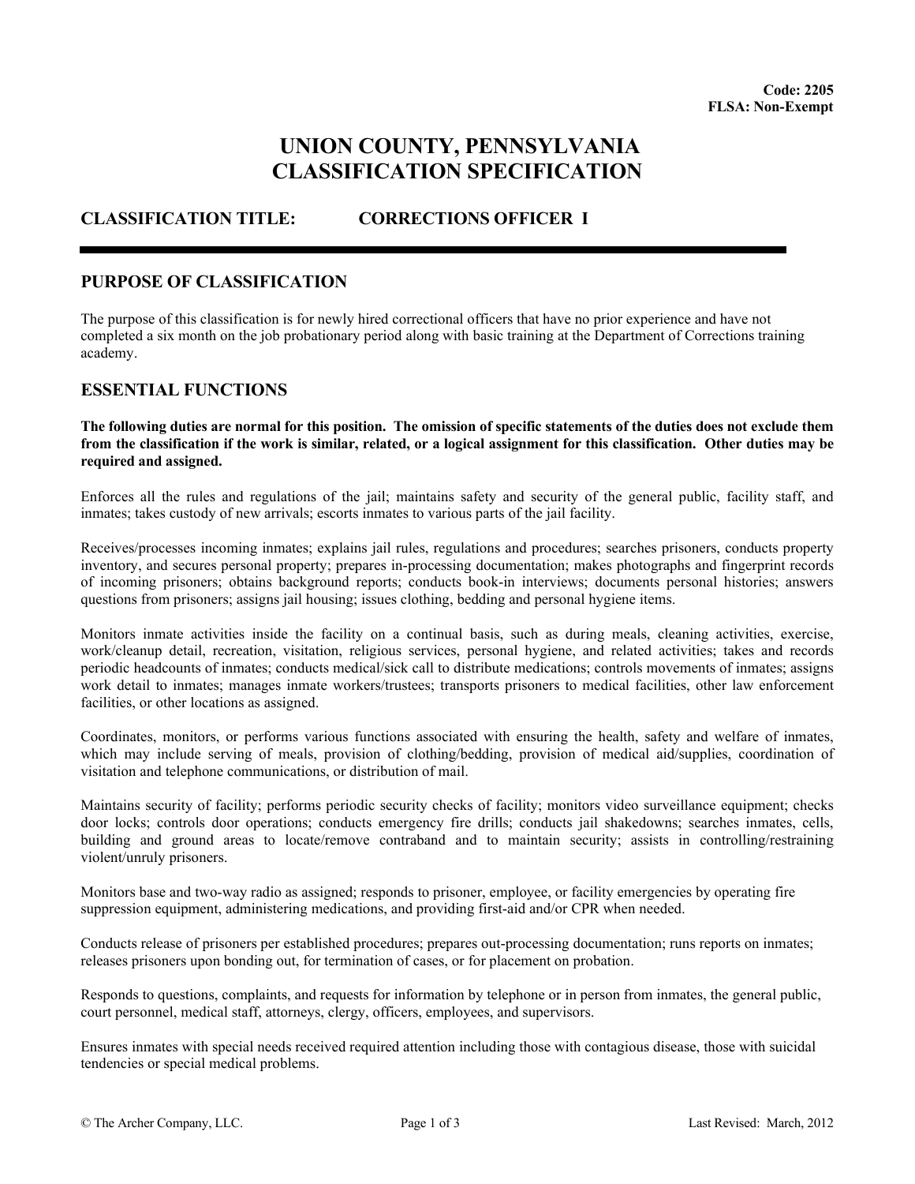**Code: 2205**
**FLSA: Non-Exempt**

# UNION COUNTY, PENNSYLVANIA
# CLASSIFICATION SPECIFICATION

## CLASSIFICATION TITLE: CORRECTIONS OFFICER I

---

## PURPOSE OF CLASSIFICATION

The purpose of this classification is for newly hired correctional officers that have no prior experience and have not completed a six month on the job probationary period along with basic training at the Department of Corrections training academy.

## ESSENTIAL FUNCTIONS

**The following duties are normal for this position. The omission of specific statements of the duties does not exclude them from the classification if the work is similar, related, or a logical assignment for this classification. Other duties may be required and assigned.**

Enforces all the rules and regulations of the jail; maintains safety and security of the general public, facility staff, and inmates; takes custody of new arrivals; escorts inmates to various parts of the jail facility.

Receives/processes incoming inmates; explains jail rules, regulations and procedures; searches prisoners, conducts property inventory, and secures personal property; prepares in-processing documentation; makes photographs and fingerprint records of incoming prisoners; obtains background reports; conducts book-in interviews; documents personal histories; answers questions from prisoners; assigns jail housing; issues clothing, bedding and personal hygiene items.

Monitors inmate activities inside the facility on a continual basis, such as during meals, cleaning activities, exercise, work/cleanup detail, recreation, visitation, religious services, personal hygiene, and related activities; takes and records periodic headcounts of inmates; conducts medical/sick call to distribute medications; controls movements of inmates; assigns work detail to inmates; manages inmate workers/trustees; transports prisoners to medical facilities, other law enforcement facilities, or other locations as assigned.

Coordinates, monitors, or performs various functions associated with ensuring the health, safety and welfare of inmates, which may include serving of meals, provision of clothing/bedding, provision of medical aid/supplies, coordination of visitation and telephone communications, or distribution of mail.

Maintains security of facility; performs periodic security checks of facility; monitors video surveillance equipment; checks door locks; controls door operations; conducts emergency fire drills; conducts jail shakedowns; searches inmates, cells, building and ground areas to locate/remove contraband and to maintain security; assists in controlling/restraining violent/unruly prisoners.

Monitors base and two-way radio as assigned; responds to prisoner, employee, or facility emergencies by operating fire suppression equipment, administering medications, and providing first-aid and/or CPR when needed.

Conducts release of prisoners per established procedures; prepares out-processing documentation; runs reports on inmates; releases prisoners upon bonding out, for termination of cases, or for placement on probation.

Responds to questions, complaints, and requests for information by telephone or in person from inmates, the general public, court personnel, medical staff, attorneys, clergy, officers, employees, and supervisors.

Ensures inmates with special needs received required attention including those with contagious disease, those with suicidal tendencies or special medical problems.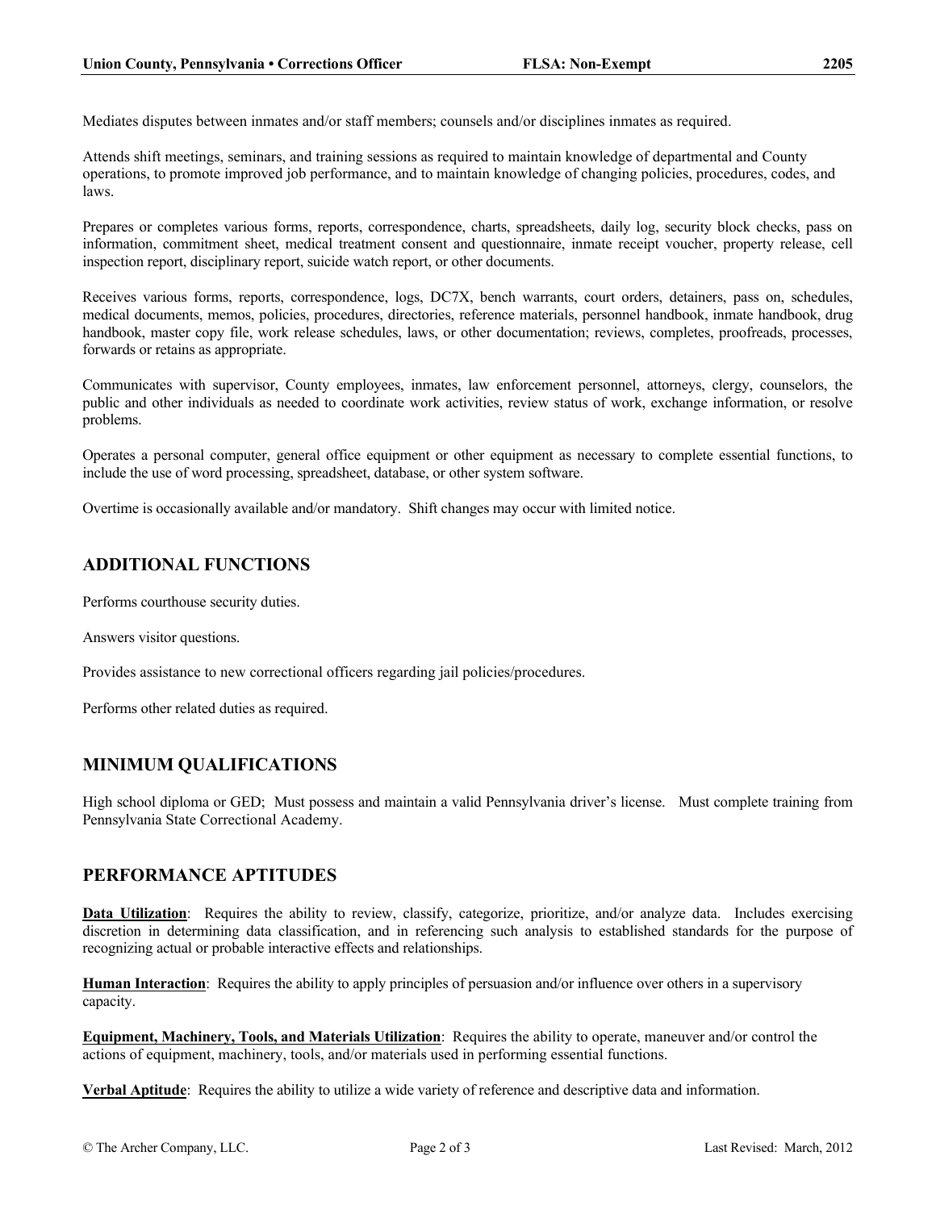Mediates disputes between inmates and/or staff members; counsels and/or disciplines inmates as required.

Attends shift meetings, seminars, and training sessions as required to maintain knowledge of departmental and County operations, to promote improved job performance, and to maintain knowledge of changing policies, procedures, codes, and laws.

Prepares or completes various forms, reports, correspondence, charts, spreadsheets, daily log, security block checks, pass on information, commitment sheet, medical treatment consent and questionnaire, inmate receipt voucher, property release, cell inspection report, disciplinary report, suicide watch report, or other documents.

Receives various forms, reports, correspondence, logs, DC7X, bench warrants, court orders, detainers, pass on, schedules, medical documents, memos, policies, procedures, directories, reference materials, personnel handbook, inmate handbook, drug handbook, master copy file, work release schedules, laws, or other documentation; reviews, completes, proofreads, processes, forwards or retains as appropriate.

Communicates with supervisor, County employees, inmates, law enforcement personnel, attorneys, clergy, counselors, the public and other individuals as needed to coordinate work activities, review status of work, exchange information, or resolve problems.

Operates a personal computer, general office equipment or other equipment as necessary to complete essential functions, to include the use of word processing, spreadsheet, database, or other system software.

Overtime is occasionally available and/or mandatory. Shift changes may occur with limited notice.

## ADDITIONAL FUNCTIONS

Performs courthouse security duties.

Answers visitor questions.

Provides assistance to new correctional officers regarding jail policies/procedures.

Performs other related duties as required.

## MINIMUM QUALIFICATIONS

High school diploma or GED; Must possess and maintain a valid Pennsylvania driver's license. Must complete training from Pennsylvania State Correctional Academy.

## PERFORMANCE APTITUDES

**Data Utilization**: Requires the ability to review, classify, categorize, prioritize, and/or analyze data. Includes exercising discretion in determining data classification, and in referencing such analysis to established standards for the purpose of recognizing actual or probable interactive effects and relationships.

**Human Interaction**: Requires the ability to apply principles of persuasion and/or influence over others in a supervisory capacity.

**Equipment, Machinery, Tools, and Materials Utilization**: Requires the ability to operate, maneuver and/or control the actions of equipment, machinery, tools, and/or materials used in performing essential functions.

**Verbal Aptitude**: Requires the ability to utilize a wide variety of reference and descriptive data and information.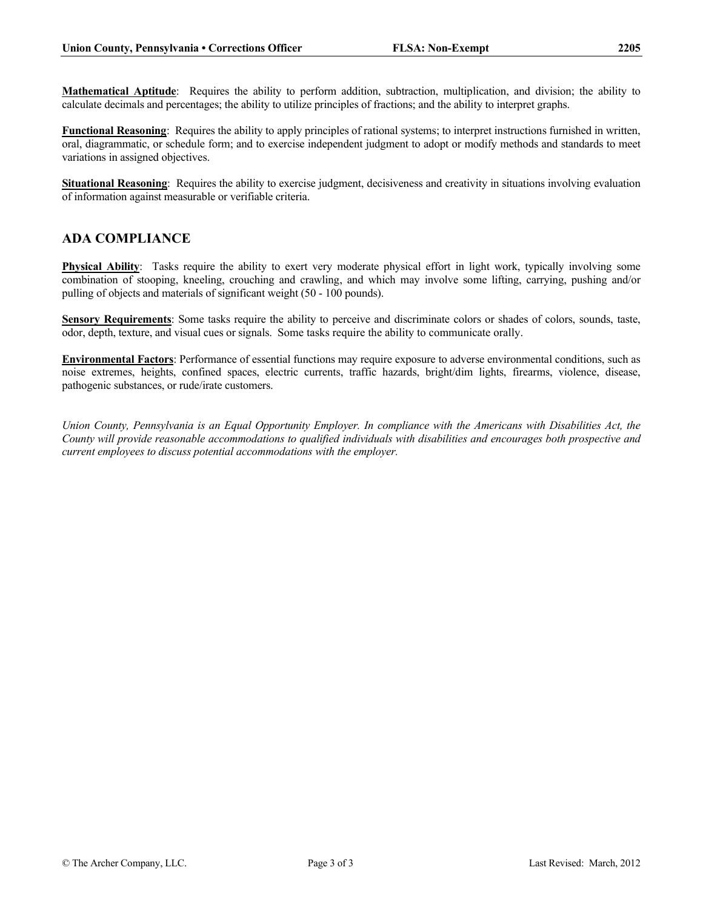**Mathematical Aptitude**: Requires the ability to perform addition, subtraction, multiplication, and division; the ability to calculate decimals and percentages; the ability to utilize principles of fractions; and the ability to interpret graphs.

**Functional Reasoning**: Requires the ability to apply principles of rational systems; to interpret instructions furnished in written, oral, diagrammatic, or schedule form; and to exercise independent judgment to adopt or modify methods and standards to meet variations in assigned objectives.

**Situational Reasoning**: Requires the ability to exercise judgment, decisiveness and creativity in situations involving evaluation of information against measurable or verifiable criteria.

## ADA COMPLIANCE

**Physical Ability**: Tasks require the ability to exert very moderate physical effort in light work, typically involving some combination of stooping, kneeling, crouching and crawling, and which may involve some lifting, carrying, pushing and/or pulling of objects and materials of significant weight (50 - 100 pounds).

**Sensory Requirements**: Some tasks require the ability to perceive and discriminate colors or shades of colors, sounds, taste, odor, depth, texture, and visual cues or signals. Some tasks require the ability to communicate orally.

**Environmental Factors**: Performance of essential functions may require exposure to adverse environmental conditions, such as noise extremes, heights, confined spaces, electric currents, traffic hazards, bright/dim lights, firearms, violence, disease, pathogenic substances, or rude/irate customers.

*Union County, Pennsylvania is an Equal Opportunity Employer. In compliance with the Americans with Disabilities Act, the County will provide reasonable accommodations to qualified individuals with disabilities and encourages both prospective and current employees to discuss potential accommodations with the employer.*